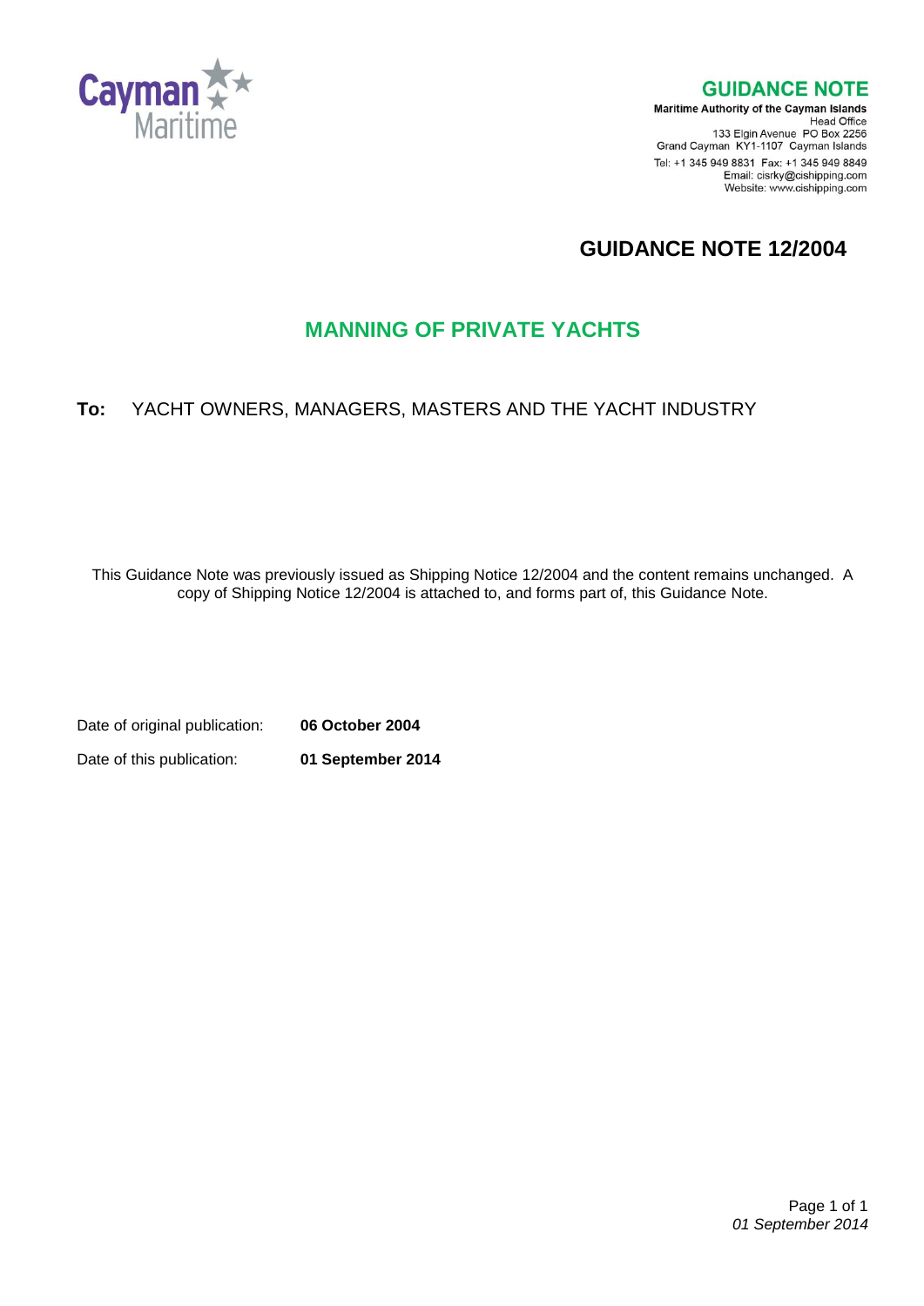Cayman Maritime

## GUIDANCE NOTE

**Maritime Authority of the Cayman Islands**
Head Office
133 Elgin Avenue PO Box 2256
Grand Cayman KY1-1107 Cayman Islands
Tel: +1 345 949 8831 Fax: +1 345 949 8849
Email: cisrky@cishipping.com
Website: www.cishipping.com

# GUIDANCE NOTE 12/2004

## MANNING OF PRIVATE YACHTS

**To:** YACHT OWNERS, MANAGERS, MASTERS AND THE YACHT INDUSTRY

This Guidance Note was previously issued as Shipping Notice 12/2004 and the content remains unchanged. A copy of Shipping Notice 12/2004 is attached to, and forms part of, this Guidance Note.

| | |
|---|---|
| Date of original publication: | **06 October 2004** |
| Date of this publication: | **01 September 2014** |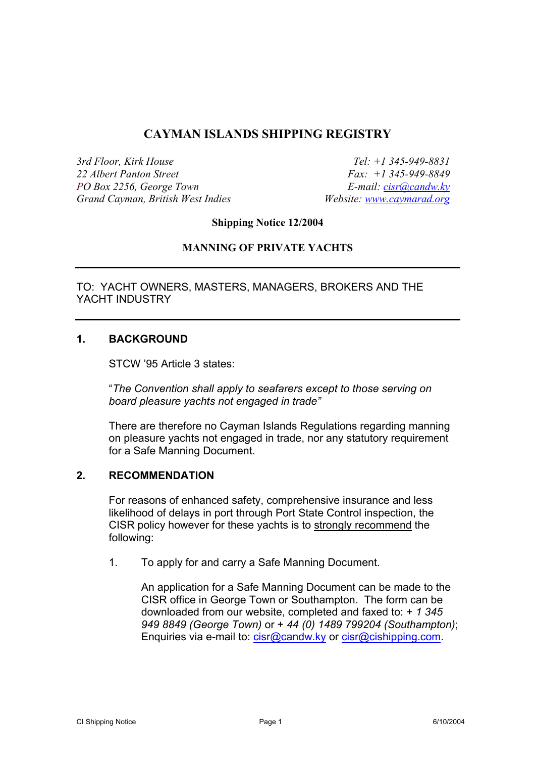# CAYMAN ISLANDS SHIPPING REGISTRY

*3rd Floor, Kirk House*
*22 Albert Panton Street*
*PO Box 2256, George Town*
*Grand Cayman, British West Indies*

*Tel: +1 345-949-8831*
*Fax: +1 345-949-8849*
*E-mail: cisr@candw.ky*
*Website: www.caymarad.org*

**Shipping Notice 12/2004**

**MANNING OF PRIVATE YACHTS**

---

TO: YACHT OWNERS, MASTERS, MANAGERS, BROKERS AND THE YACHT INDUSTRY

---

## 1. BACKGROUND

STCW '95 Article 3 states:

"*The Convention shall apply to seafarers except to those serving on board pleasure yachts not engaged in trade"*

There are therefore no Cayman Islands Regulations regarding manning on pleasure yachts not engaged in trade, nor any statutory requirement for a Safe Manning Document.

## 2. RECOMMENDATION

For reasons of enhanced safety, comprehensive insurance and less likelihood of delays in port through Port State Control inspection, the CISR policy however for these yachts is to strongly recommend the following:

1. To apply for and carry a Safe Manning Document.

   An application for a Safe Manning Document can be made to the CISR office in George Town or Southampton. The form can be downloaded from our website, completed and faxed to: *+ 1 345 949 8849 (George Town)* or *+ 44 (0) 1489 799204 (Southampton)*; Enquiries via e-mail to: cisr@candw.ky or cisr@cishipping.com.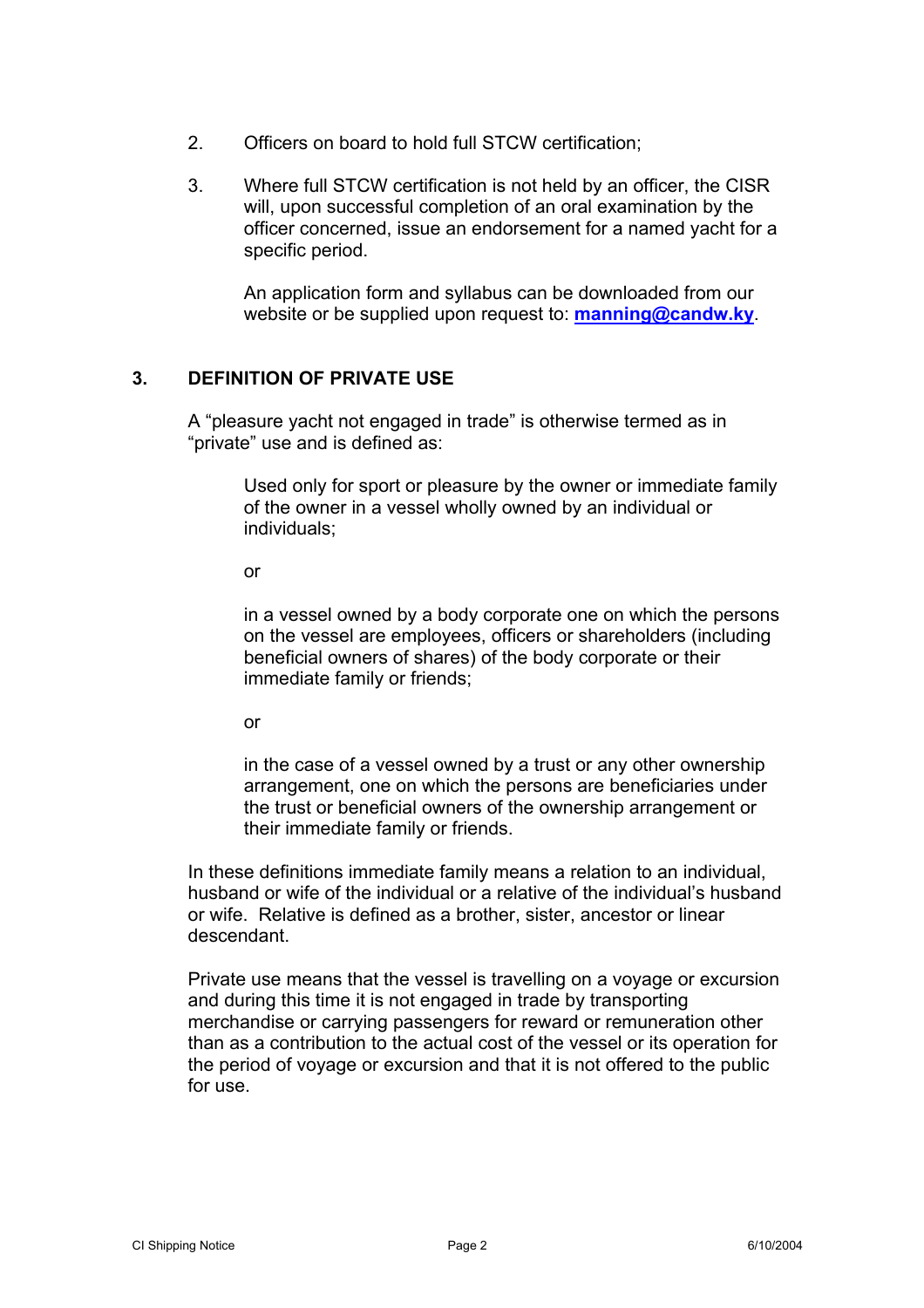2. Officers on board to hold full STCW certification;

3. Where full STCW certification is not held by an officer, the CISR will, upon successful completion of an oral examination by the officer concerned, issue an endorsement for a named yacht for a specific period.

   An application form and syllabus can be downloaded from our website or be supplied upon request to: **manning@candw.ky**.

## 3. DEFINITION OF PRIVATE USE

A "pleasure yacht not engaged in trade" is otherwise termed as in "private" use and is defined as:

> Used only for sport or pleasure by the owner or immediate family of the owner in a vessel wholly owned by an individual or individuals;
>
> or
>
> in a vessel owned by a body corporate one on which the persons on the vessel are employees, officers or shareholders (including beneficial owners of shares) of the body corporate or their immediate family or friends;
>
> or
>
> in the case of a vessel owned by a trust or any other ownership arrangement, one on which the persons are beneficiaries under the trust or beneficial owners of the ownership arrangement or their immediate family or friends.

In these definitions immediate family means a relation to an individual, husband or wife of the individual or a relative of the individual's husband or wife. Relative is defined as a brother, sister, ancestor or linear descendant.

Private use means that the vessel is travelling on a voyage or excursion and during this time it is not engaged in trade by transporting merchandise or carrying passengers for reward or remuneration other than as a contribution to the actual cost of the vessel or its operation for the period of voyage or excursion and that it is not offered to the public for use.